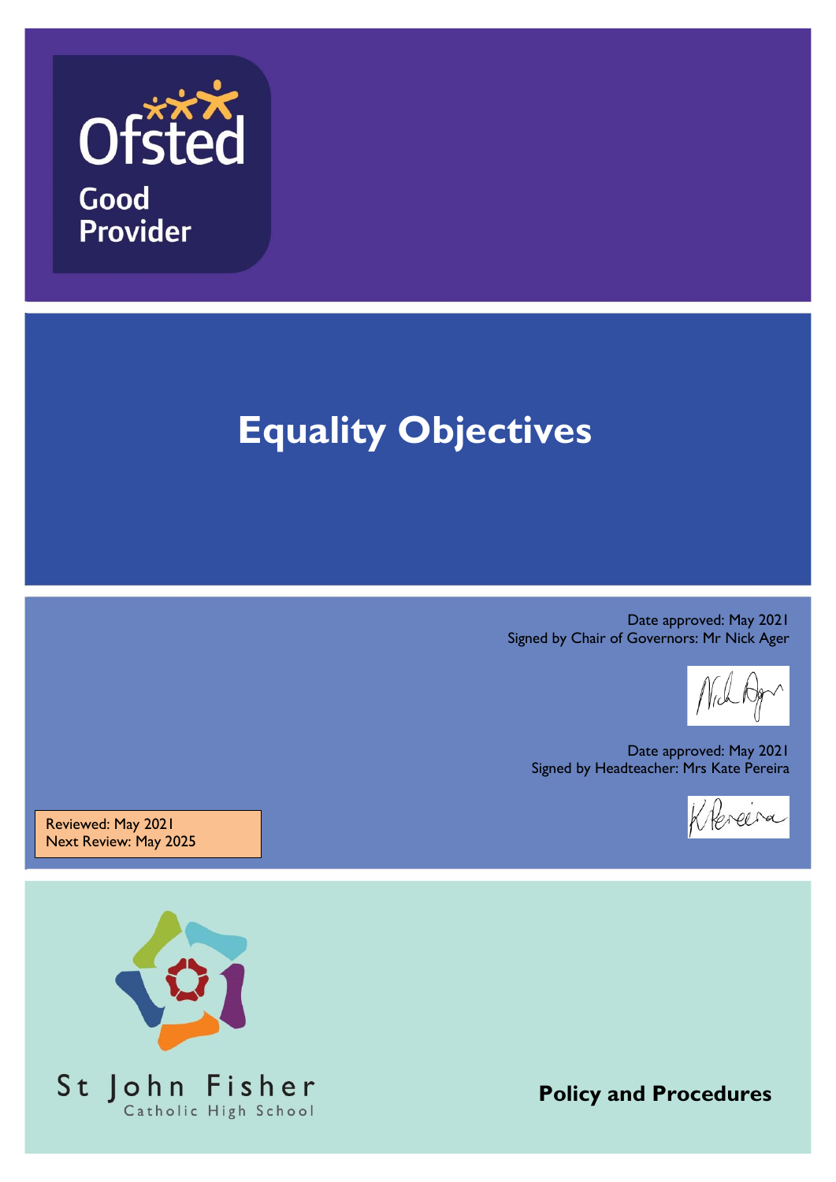Ofsted

Good Provider

# Equality Objectives

Date approved: May 2021
Signed by Chair of Governors: Mr Nick Ager

Date approved: May 2021
Signed by Headteacher: Mrs Kate Pereira

Reviewed: May 2021
Next Review: May 2025

St John Fisher
Catholic High School

**Policy and Procedures**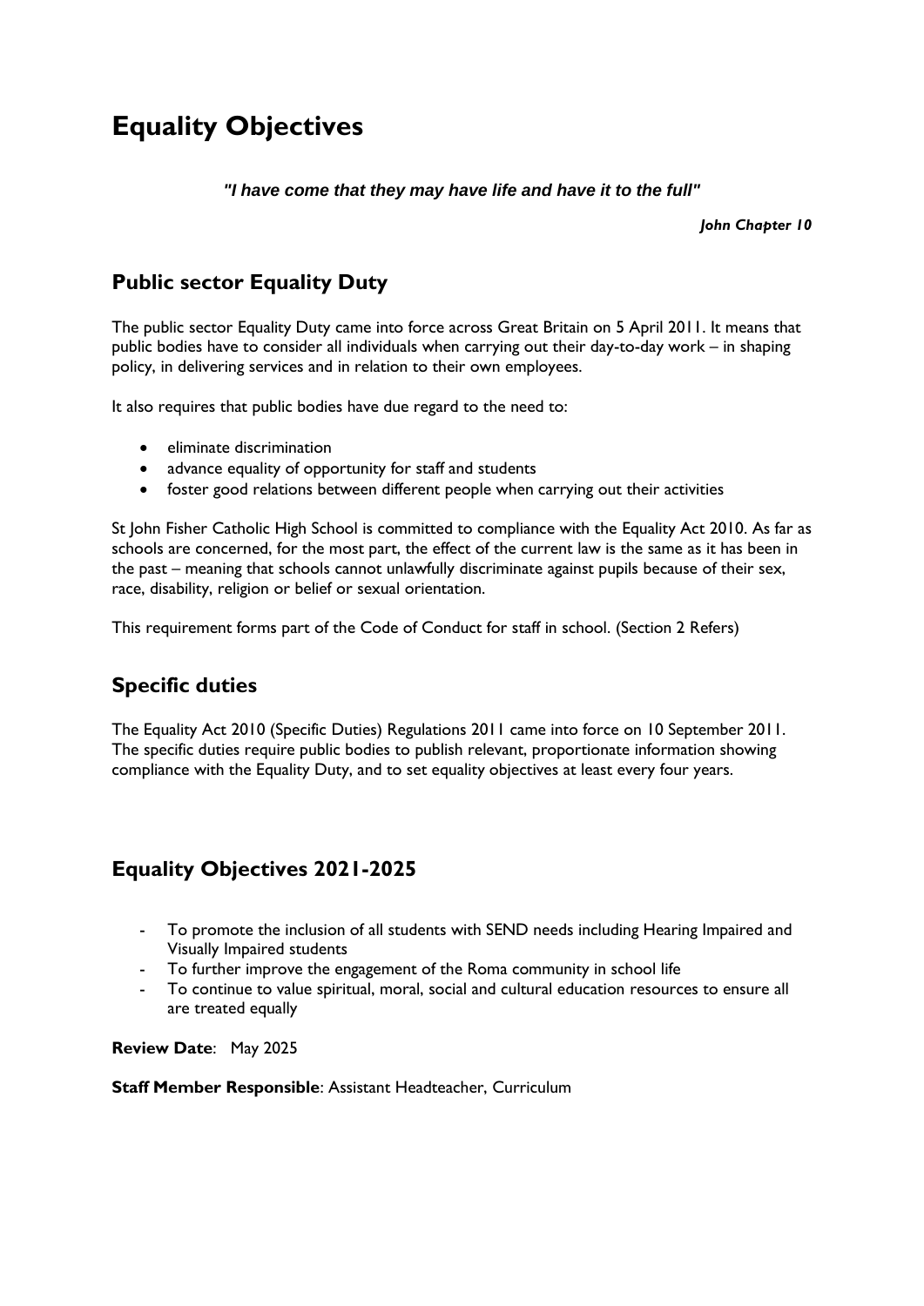# Equality Objectives

***"I have come that they may have life and have it to the full"***

***John Chapter 10***

## Public sector Equality Duty

The public sector Equality Duty came into force across Great Britain on 5 April 2011. It means that public bodies have to consider all individuals when carrying out their day-to-day work – in shaping policy, in delivering services and in relation to their own employees.

It also requires that public bodies have due regard to the need to:

- eliminate discrimination
- advance equality of opportunity for staff and students
- foster good relations between different people when carrying out their activities

St John Fisher Catholic High School is committed to compliance with the Equality Act 2010. As far as schools are concerned, for the most part, the effect of the current law is the same as it has been in the past – meaning that schools cannot unlawfully discriminate against pupils because of their sex, race, disability, religion or belief or sexual orientation.

This requirement forms part of the Code of Conduct for staff in school. (Section 2 Refers)

## Specific duties

The Equality Act 2010 (Specific Duties) Regulations 2011 came into force on 10 September 2011. The specific duties require public bodies to publish relevant, proportionate information showing compliance with the Equality Duty, and to set equality objectives at least every four years.

## Equality Objectives 2021-2025

- To promote the inclusion of all students with SEND needs including Hearing Impaired and Visually Impaired students
- To further improve the engagement of the Roma community in school life
- To continue to value spiritual, moral, social and cultural education resources to ensure all are treated equally

**Review Date**: May 2025

**Staff Member Responsible**: Assistant Headteacher, Curriculum